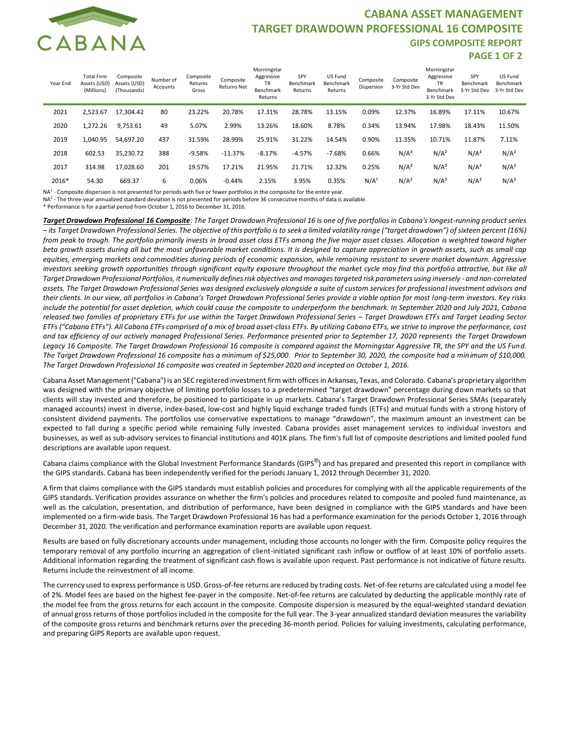# CABANA ASSET MANAGEMENT
## TARGET DRAWDOWN PROFESSIONAL 16 COMPOSITE
### GIPS COMPOSITE REPORT

| Year End | Total Firm Assets (USD) (Millions) | Composite Assets (USD) (Thousands) | Number of Accounts | Composite Returns Gross | Composite Returns Net | Morningstar Aggressive TR Benchmark Returns | SPY Benchmark Returns | US Fund Benchmark Returns | Composite Dispersion | Composite 3-Yr Std Dev | Morningstar Aggressive TR Benchmark 3-Yr Std Dev | SPY Benchmark 3-Yr Std Dev | US Fund Benchmark 3-Yr Std Dev |
|---|---|---|---|---|---|---|---|---|---|---|---|---|---|
| 2021 | 2,523.67 | 17,304.42 | 80 | 23.22% | 20.78% | 17.31% | 28.78% | 13.15% | 0.09% | 12.37% | 16.89% | 17.11% | 10.67% |
| 2020 | 1,272.26 | 9,753.61 | 49 | 5.07% | 2.99% | 13.26% | 18.60% | 8.78% | 0.34% | 13.94% | 17.98% | 18.43% | 11.50% |
| 2019 | 1,040.95 | 54,697.20 | 437 | 31.59% | 28.99% | 25.91% | 31.22% | 14.54% | 0.90% | 11.35% | 10.71% | 11.87% | 7.11% |
| 2018 | 602.53 | 35,230.72 | 388 | -9.58% | -11.37% | -8.17% | -4.57% | -7.68% | 0.66% | N/A[2] | N/A[2] | N/A[2] | N/A[2] |
| 2017 | 314.98 | 17,028.60 | 201 | 19.57% | 17.21% | 21.95% | 21.71% | 12.32% | 0.25% | N/A[2] | N/A[2] | N/A[2] | N/A[2] |
| 2016* | 54.30 | 669.37 | 6 | 0.06% | -0.44% | 2.15% | 3.95% | 0.35% | N/A[1] | N/A[2] | N/A[2] | N/A[2] | N/A[2] |

NA[1] - Composite dispersion is not presented for periods with five or fewer portfolios in the composite for the entire year.
NA[2] - The three-year annualized standard deviation is not presented for periods before 36 consecutive months of data is available.
* Performance is for a partial period from October 1, 2016 to December 31, 2016.

***Target Drawdown Professional 16 Composite****: The Target Drawdown Professional 16 is one of five portfolios in Cabana's longest-running product series – its Target Drawdown Professional Series. The objective of this portfolio is to seek a limited volatility range ("target drawdown") of sixteen percent (16%) from peak to trough. The portfolio primarily invests in broad asset class ETFs among the five major asset classes. Allocation is weighted toward higher beta growth assets during all but the most unfavorable market conditions. It is designed to capture appreciation in growth assets, such as small cap equities, emerging markets and commodities during periods of economic expansion, while remaining resistant to severe market downturn. Aggressive investors seeking growth opportunities through significant equity exposure throughout the market cycle may find this portfolio attractive, but like all Target Drawdown Professional Portfolios, it numerically defines risk objectives and manages targeted risk parameters using inversely - and non-correlated assets. The Target Drawdown Professional Series was designed exclusively alongside a suite of custom services for professional investment advisors and their clients. In our view, all portfolios in Cabana's Target Drawdown Professional Series provide a viable option for most long-term investors. Key risks include the potential for asset depletion, which could cause the composite to underperform the benchmark. In September 2020 and July 2021, Cabana released two families of proprietary ETFs for use within the Target Drawdown Professional Series – Target Drawdown ETFs and Target Leading Sector ETFs ("Cabana ETFs"). All Cabana ETFs comprised of a mix of broad asset-class ETFs. By utilizing Cabana ETFs, we strive to improve the performance, cost and tax efficiency of our actively managed Professional Series. Performance presented prior to September 17, 2020 represents the Target Drawdown Legacy 16 Composite. The Target Drawdown Professional 16 composite is compared against the Morningstar Aggressive TR, the SPY and the US Fund. The Target Drawdown Professional 16 composite has a minimum of $25,000. Prior to September 30, 2020, the composite had a minimum of $10,000. The Target Drawdown Professional 16 composite was created in September 2020 and incepted on October 1, 2016.*

Cabana Asset Management ("Cabana") is an SEC registered investment firm with offices in Arkansas, Texas, and Colorado. Cabana's proprietary algorithm was designed with the primary objective of limiting portfolio losses to a predetermined "target drawdown" percentage during down markets so that clients will stay invested and therefore, be positioned to participate in up markets. Cabana's Target Drawdown Professional Series SMAs (separately managed accounts) invest in diverse, index-based, low-cost and highly liquid exchange traded funds (ETFs) and mutual funds with a strong history of consistent dividend payments. The portfolios use conservative expectations to manage "drawdown", the maximum amount an investment can be expected to fall during a specific period while remaining fully invested. Cabana provides asset management services to individual investors and businesses, as well as sub-advisory services to financial institutions and 401K plans. The firm's full list of composite descriptions and limited pooled fund descriptions are available upon request.

Cabana claims compliance with the Global Investment Performance Standards (GIPS®) and has prepared and presented this report in compliance with the GIPS standards. Cabana has been independently verified for the periods January 1, 2012 through December 31, 2020.

A firm that claims compliance with the GIPS standards must establish policies and procedures for complying with all the applicable requirements of the GIPS standards. Verification provides assurance on whether the firm's policies and procedures related to composite and pooled fund maintenance, as well as the calculation, presentation, and distribution of performance, have been designed in compliance with the GIPS standards and have been implemented on a firm-wide basis. The Target Drawdown Professional 16 has had a performance examination for the periods October 1, 2016 through December 31, 2020. The verification and performance examination reports are available upon request.

Results are based on fully discretionary accounts under management, including those accounts no longer with the firm. Composite policy requires the temporary removal of any portfolio incurring an aggregation of client-initiated significant cash inflow or outflow of at least 10% of portfolio assets. Additional information regarding the treatment of significant cash flows is available upon request. Past performance is not indicative of future results. Returns include the reinvestment of all income.

The currency used to express performance is USD. Gross-of-fee returns are reduced by trading costs. Net-of-fee returns are calculated using a model fee of 2%. Model fees are based on the highest fee-payer in the composite. Net-of-fee returns are calculated by deducting the applicable monthly rate of the model fee from the gross returns for each account in the composite. Composite dispersion is measured by the equal-weighted standard deviation of annual gross returns of those portfolios included in the composite for the full year. The 3-year annualized standard deviation measures the variability of the composite gross returns and benchmark returns over the preceding 36-month period. Policies for valuing investments, calculating performance, and preparing GIPS Reports are available upon request.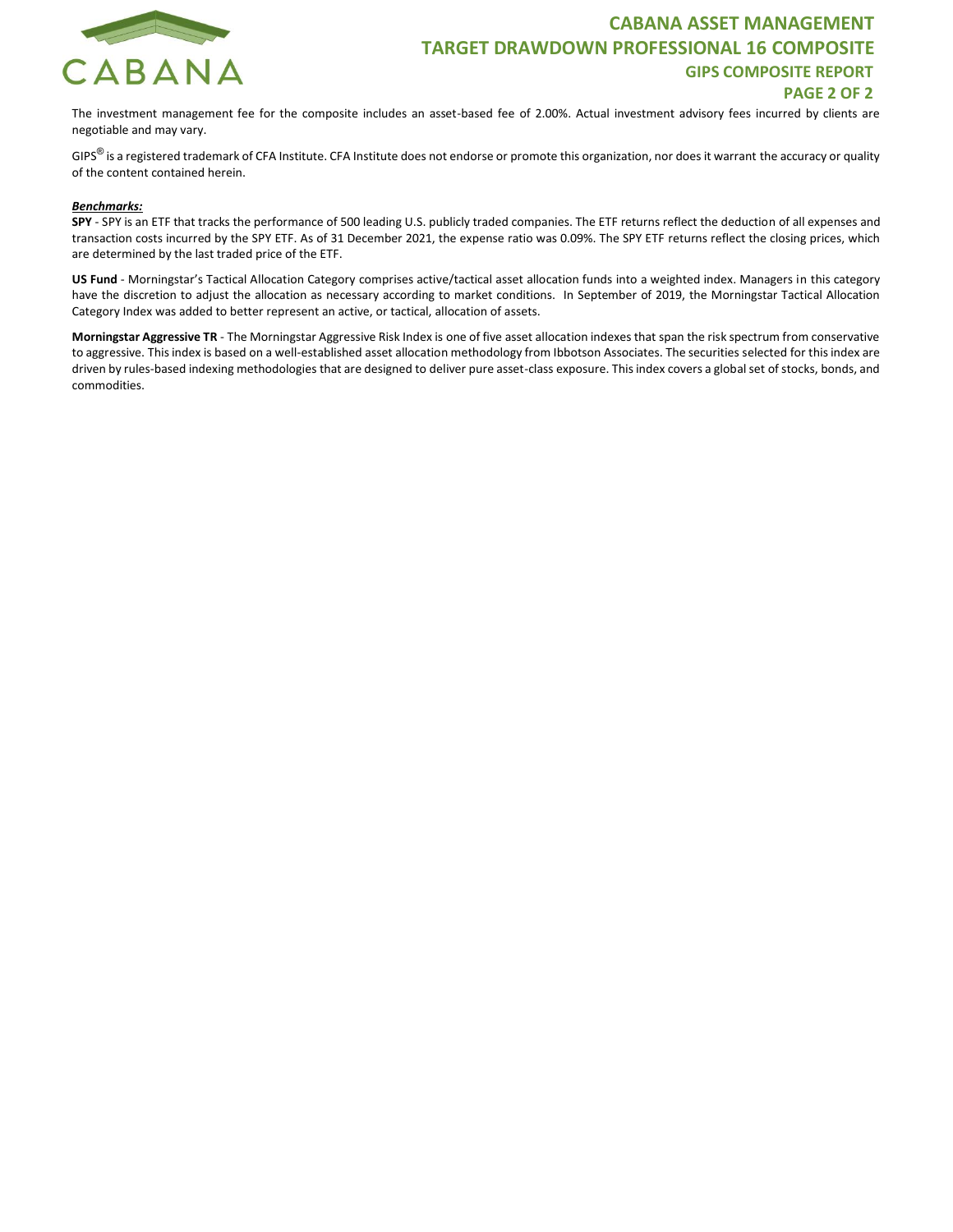The investment management fee for the composite includes an asset-based fee of 2.00%. Actual investment advisory fees incurred by clients are negotiable and may vary.

GIPS® is a registered trademark of CFA Institute. CFA Institute does not endorse or promote this organization, nor does it warrant the accuracy or quality of the content contained herein.

***Benchmarks:***

**SPY** - SPY is an ETF that tracks the performance of 500 leading U.S. publicly traded companies. The ETF returns reflect the deduction of all expenses and transaction costs incurred by the SPY ETF. As of 31 December 2021, the expense ratio was 0.09%. The SPY ETF returns reflect the closing prices, which are determined by the last traded price of the ETF.

**US Fund** - Morningstar's Tactical Allocation Category comprises active/tactical asset allocation funds into a weighted index. Managers in this category have the discretion to adjust the allocation as necessary according to market conditions. In September of 2019, the Morningstar Tactical Allocation Category Index was added to better represent an active, or tactical, allocation of assets.

**Morningstar Aggressive TR** - The Morningstar Aggressive Risk Index is one of five asset allocation indexes that span the risk spectrum from conservative to aggressive. This index is based on a well-established asset allocation methodology from Ibbotson Associates. The securities selected for this index are driven by rules-based indexing methodologies that are designed to deliver pure asset-class exposure. This index covers a global set of stocks, bonds, and commodities.